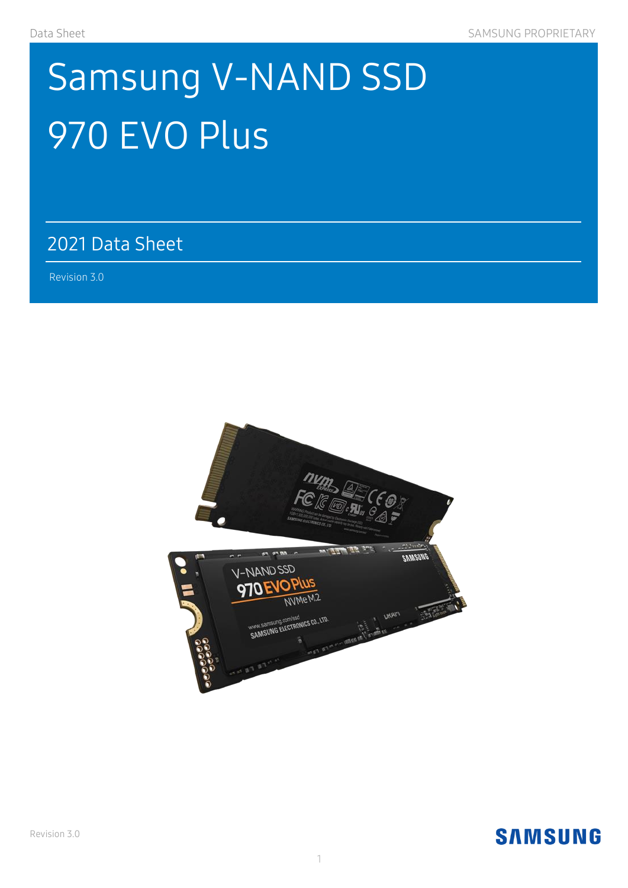# Samsung V-NAND SSD 970 EVO Plus

## 2021 Data Sheet

Revision 3.0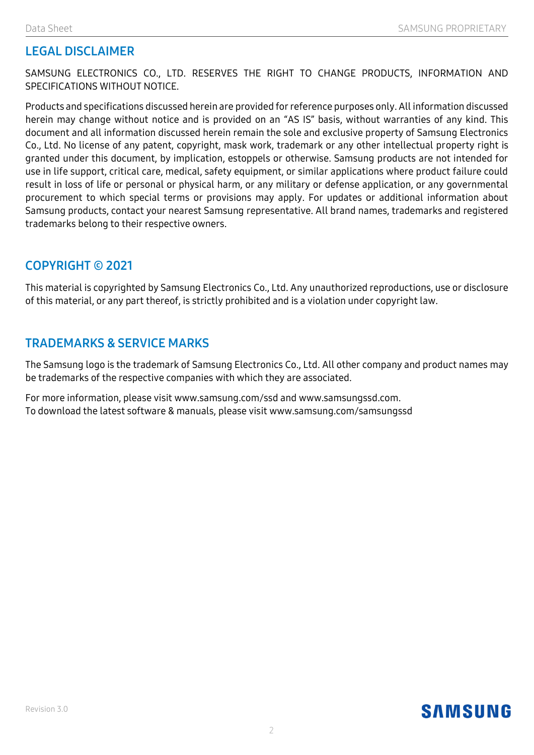## LEGAL DISCLAIMER

SAMSUNG ELECTRONICS CO., LTD. RESERVES THE RIGHT TO CHANGE PRODUCTS, INFORMATION AND SPECIFICATIONS WITHOUT NOTICE.

Products and specifications discussed herein are provided for reference purposes only. All information discussed herein may change without notice and is provided on an "AS IS" basis, without warranties of any kind. This document and all information discussed herein remain the sole and exclusive property of Samsung Electronics Co., Ltd. No license of any patent, copyright, mask work, trademark or any other intellectual property right is granted under this document, by implication, estoppels or otherwise. Samsung products are not intended for use in life support, critical care, medical, safety equipment, or similar applications where product failure could result in loss of life or personal or physical harm, or any military or defense application, or any governmental procurement to which special terms or provisions may apply. For updates or additional information about Samsung products, contact your nearest Samsung representative. All brand names, trademarks and registered trademarks belong to their respective owners.

## COPYRIGHT © 2021

This material is copyrighted by Samsung Electronics Co., Ltd. Any unauthorized reproductions, use or disclosure of this material, or any part thereof, is strictly prohibited and is a violation under copyright law.

## TRADEMARKS & SERVICE MARKS

The Samsung logo is the trademark of Samsung Electronics Co., Ltd. All other company and product names may be trademarks of the respective companies with which they are associated.

For more information, please visit www.samsung.com/ssd and www.samsungssd.com.
To download the latest software & manuals, please visit www.samsung.com/samsungssd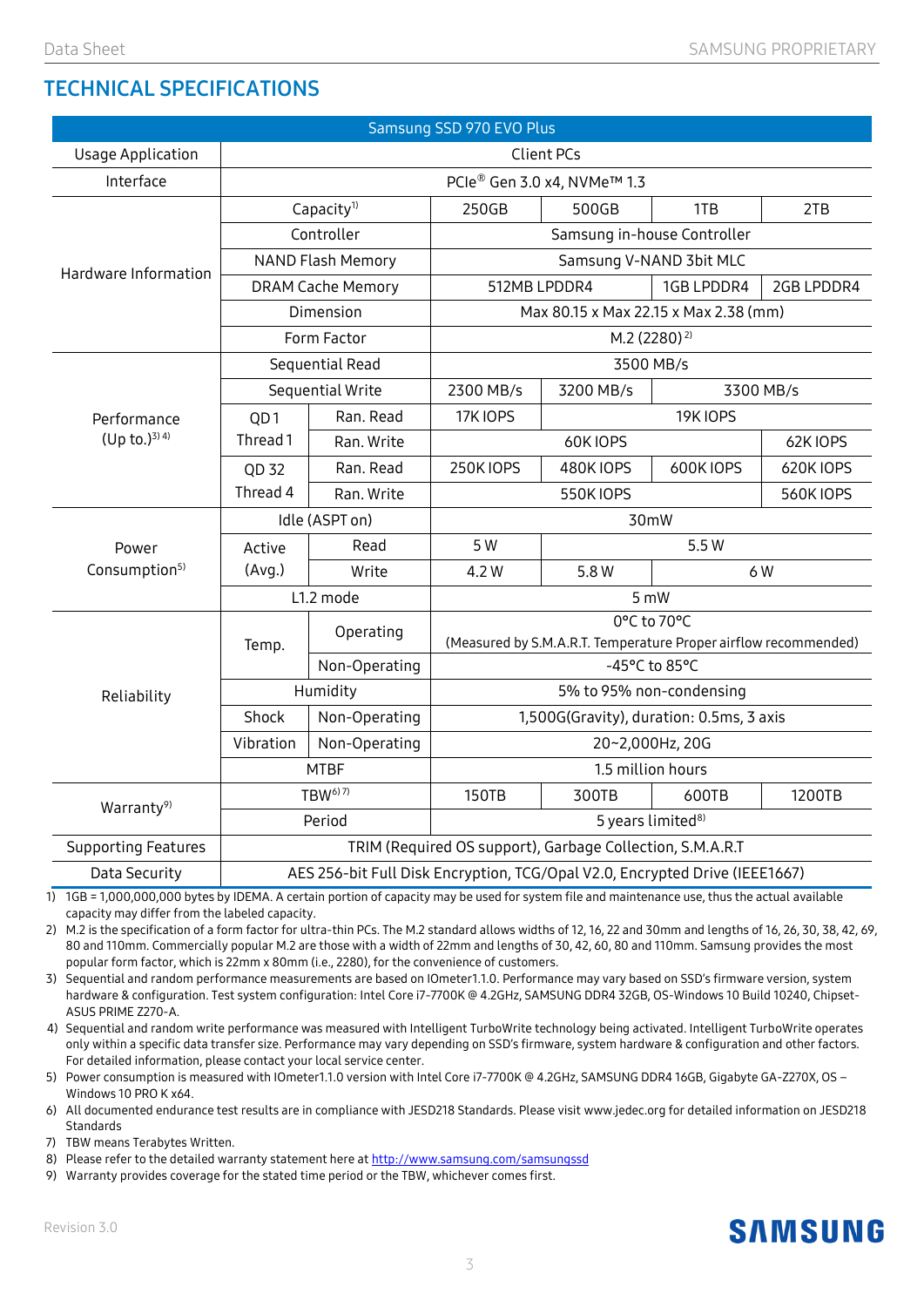## TECHNICAL SPECIFICATIONS

| Samsung SSD 970 EVO Plus | | | | | | |
|---|---|---|---|---|---|---|
| Usage Application | Client PCs | | | | | |
| Interface | PCIe® Gen 3.0 x4, NVMe™ 1.3 | | | | | |
| Hardware Information | Capacity[1] | | 250GB | 500GB | 1TB | 2TB |
| | Controller | | Samsung in-house Controller | | | |
| | NAND Flash Memory | | Samsung V-NAND 3bit MLC | | | |
| | DRAM Cache Memory | | 512MB LPDDR4 | | 1GB LPDDR4 | 2GB LPDDR4 |
| | Dimension | | Max 80.15 x Max 22.15 x Max 2.38 (mm) | | | |
| | Form Factor | | M.2 (2280)[2] | | | |
| Performance (Up to.)[3][4] | Sequential Read | | 3500 MB/s | | | |
| | Sequential Write | | 2300 MB/s | 3200 MB/s | 3300 MB/s | |
| | QD1 Thread 1 | Ran. Read | 17K IOPS | 19K IOPS | | |
| | | Ran. Write | 60K IOPS | | | 62K IOPS |
| | QD 32 Thread 4 | Ran. Read | 250K IOPS | 480K IOPS | 600K IOPS | 620K IOPS |
| | | Ran. Write | 550K IOPS | | | 560K IOPS |
| Power Consumption[5] | Idle (ASPT on) | | 30mW | | | |
| | Active (Avg.) | Read | 5 W | 5.5 W | | |
| | | Write | 4.2 W | 5.8 W | 6 W | |
| | L1.2 mode | | 5 mW | | | |
| Reliability | Temp. | Operating | 0°C to 70°C (Measured by S.M.A.R.T. Temperature Proper airflow recommended) | | | |
| | | Non-Operating | -45°C to 85°C | | | |
| | Humidity | | 5% to 95% non-condensing | | | |
| | Shock | Non-Operating | 1,500G(Gravity), duration: 0.5ms, 3 axis | | | |
| | Vibration | Non-Operating | 20~2,000Hz, 20G | | | |
| | MTBF | | 1.5 million hours | | | |
| Warranty[9] | TBW[6][7] | | 150TB | 300TB | 600TB | 1200TB |
| | Period | | 5 years limited[8] | | | |
| Supporting Features | TRIM (Required OS support), Garbage Collection, S.M.A.R.T | | | | | |
| Data Security | AES 256-bit Full Disk Encryption, TCG/Opal V2.0, Encrypted Drive (IEEE1667) | | | | | |

1) 1GB = 1,000,000,000 bytes by IDEMA. A certain portion of capacity may be used for system file and maintenance use, thus the actual available capacity may differ from the labeled capacity.
2) M.2 is the specification of a form factor for ultra-thin PCs. The M.2 standard allows widths of 12, 16, 22 and 30mm and lengths of 16, 26, 30, 38, 42, 69, 80 and 110mm. Commercially popular M.2 are those with a width of 22mm and lengths of 30, 42, 60, 80 and 110mm. Samsung provides the most popular form factor, which is 22mm x 80mm (i.e., 2280), for the convenience of customers.
3) Sequential and random performance measurements are based on IOmeter1.1.0. Performance may vary based on SSD's firmware version, system hardware & configuration. Test system configuration: Intel Core i7-7700K @ 4.2GHz, SAMSUNG DDR4 32GB, OS-Windows 10 Build 10240, Chipset-ASUS PRIME Z270-A.
4) Sequential and random write performance was measured with Intelligent TurboWrite technology being activated. Intelligent TurboWrite operates only within a specific data transfer size. Performance may vary depending on SSD's firmware, system hardware & configuration and other factors. For detailed information, please contact your local service center.
5) Power consumption is measured with IOmeter1.1.0 version with Intel Core i7-7700K @ 4.2GHz, SAMSUNG DDR4 16GB, Gigabyte GA-Z270X, OS – Windows 10 PRO K x64.
6) All documented endurance test results are in compliance with JESD218 Standards. Please visit www.jedec.org for detailed information on JESD218 Standards
7) TBW means Terabytes Written.
8) Please refer to the detailed warranty statement here at http://www.samsung.com/samsungssd
9) Warranty provides coverage for the stated time period or the TBW, whichever comes first.

Revision 3.0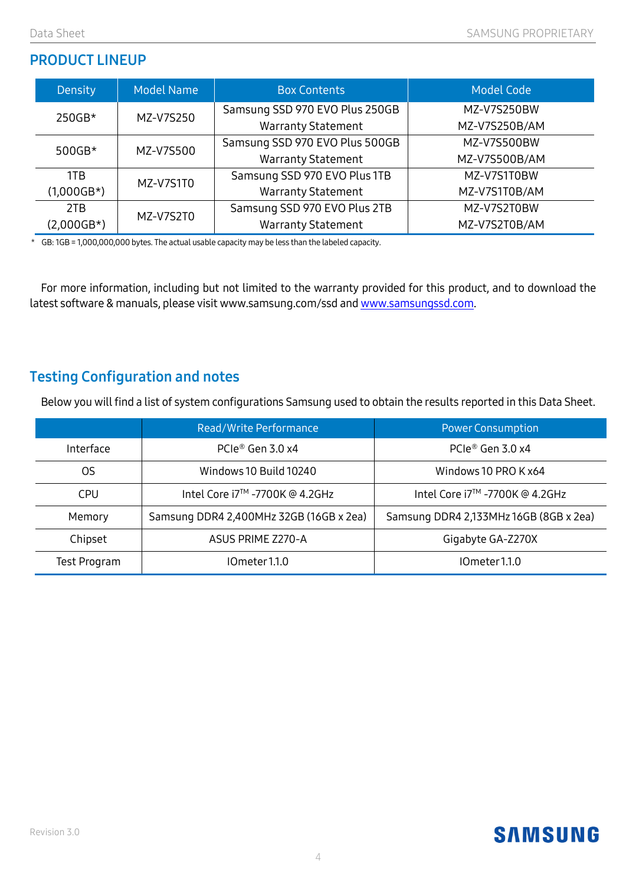## PRODUCT LINEUP

| Density | Model Name | Box Contents | Model Code |
|---|---|---|---|
| 250GB* | MZ-V7S250 | Samsung SSD 970 EVO Plus 250GB<br>Warranty Statement | MZ-V7S250BW<br>MZ-V7S250B/AM |
| 500GB* | MZ-V7S500 | Samsung SSD 970 EVO Plus 500GB<br>Warranty Statement | MZ-V7S500BW<br>MZ-V7S500B/AM |
| 1TB<br>(1,000GB*) | MZ-V7S1T0 | Samsung SSD 970 EVO Plus 1TB<br>Warranty Statement | MZ-V7S1T0BW<br>MZ-V7S1T0B/AM |
| 2TB<br>(2,000GB*) | MZ-V7S2T0 | Samsung SSD 970 EVO Plus 2TB<br>Warranty Statement | MZ-V7S2T0BW<br>MZ-V7S2T0B/AM |

\* GB: 1GB = 1,000,000,000 bytes. The actual usable capacity may be less than the labeled capacity.

For more information, including but not limited to the warranty provided for this product, and to download the latest software & manuals, please visit www.samsung.com/ssd and www.samsungssd.com.

## Testing Configuration and notes

Below you will find a list of system configurations Samsung used to obtain the results reported in this Data Sheet.

| | Read/Write Performance | Power Consumption |
|---|---|---|
| Interface | PCIe® Gen 3.0 x4 | PCIe® Gen 3.0 x4 |
| OS | Windows 10 Build 10240 | Windows 10 PRO K x64 |
| CPU | Intel Core i7™ -7700K @ 4.2GHz | Intel Core i7™ -7700K @ 4.2GHz |
| Memory | Samsung DDR4 2,400MHz 32GB (16GB x 2ea) | Samsung DDR4 2,133MHz 16GB (8GB x 2ea) |
| Chipset | ASUS PRIME Z270-A | Gigabyte GA-Z270X |
| Test Program | IOmeter 1.1.0 | IOmeter 1.1.0 |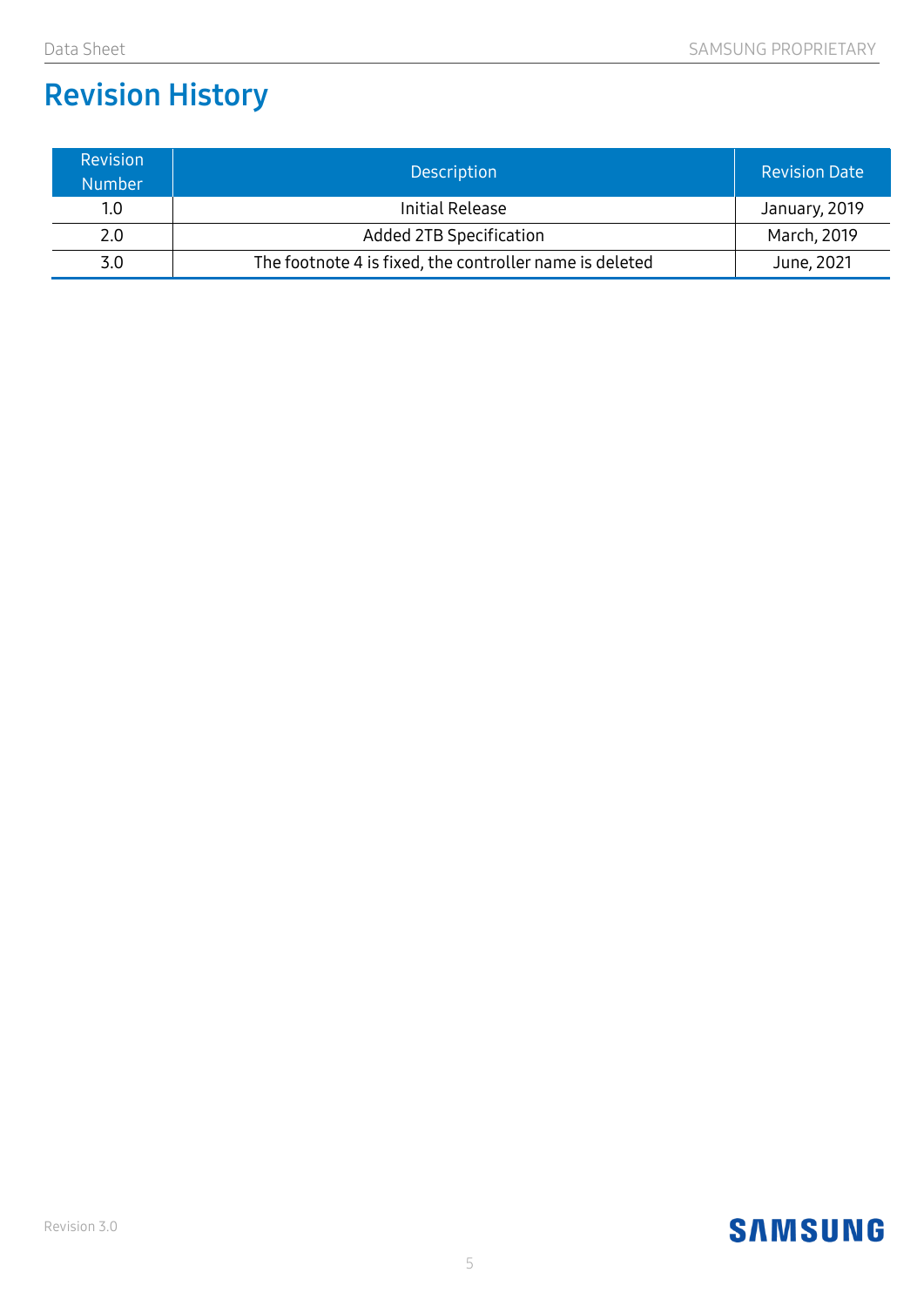# Revision History

| Revision Number | Description | Revision Date |
| --- | --- | --- |
| 1.0 | Initial Release | January, 2019 |
| 2.0 | Added 2TB Specification | March, 2019 |
| 3.0 | The footnote 4 is fixed, the controller name is deleted | June, 2021 |